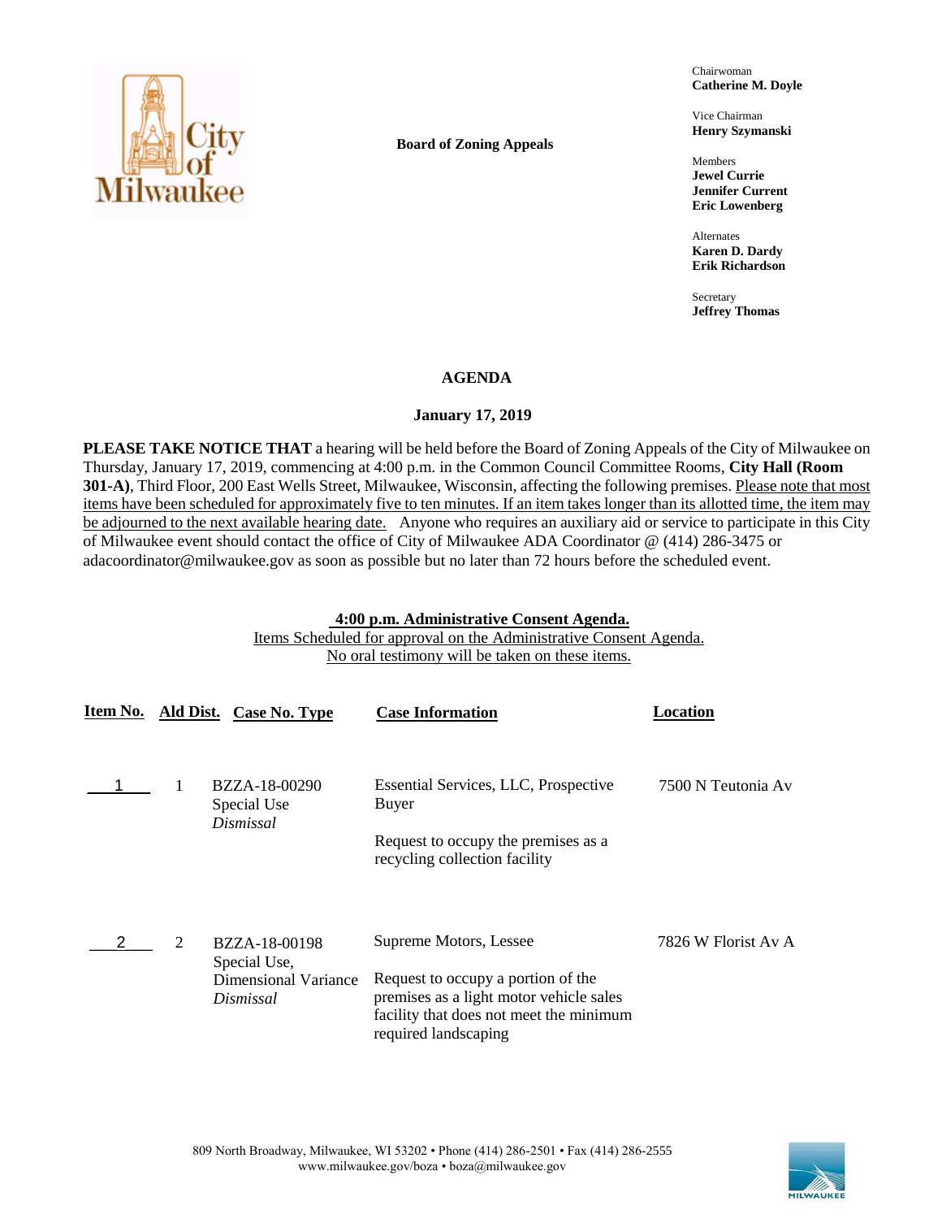**Board of Zoning Appeals**

Chairwoman
**Catherine M. Doyle**

Vice Chairman
**Henry Szymanski**

Members
**Jewel Currie**
**Jennifer Current**
**Eric Lowenberg**

Alternates
**Karen D. Dardy**
**Erik Richardson**

Secretary
**Jeffrey Thomas**

# AGENDA

## January 17, 2019

**PLEASE TAKE NOTICE THAT** a hearing will be held before the Board of Zoning Appeals of the City of Milwaukee on Thursday, January 17, 2019, commencing at 4:00 p.m. in the Common Council Committee Rooms, **City Hall (Room 301-A)**, Third Floor, 200 East Wells Street, Milwaukee, Wisconsin, affecting the following premises. Please note that most items have been scheduled for approximately five to ten minutes. If an item takes longer than its allotted time, the item may be adjourned to the next available hearing date. Anyone who requires an auxiliary aid or service to participate in this City of Milwaukee event should contact the office of City of Milwaukee ADA Coordinator @ (414) 286-3475 or adacoordinator@milwaukee.gov as soon as possible but no later than 72 hours before the scheduled event.

**4:00 p.m. Administrative Consent Agenda.**
Items Scheduled for approval on the Administrative Consent Agenda.
No oral testimony will be taken on these items.

| Item No. | Ald Dist. | Case No. Type | Case Information | Location |
|---|---|---|---|---|
| 1 | 1 | BZZA-18-00290<br>Special Use<br>*Dismissal* | Essential Services, LLC, Prospective Buyer<br><br>Request to occupy the premises as a recycling collection facility | 7500 N Teutonia Av |
| 2 | 2 | BZZA-18-00198<br>Special Use,<br>Dimensional Variance<br>*Dismissal* | Supreme Motors, Lessee<br><br>Request to occupy a portion of the premises as a light motor vehicle sales facility that does not meet the minimum required landscaping | 7826 W Florist Av A |

809 North Broadway, Milwaukee, WI 53202 • Phone (414) 286-2501 • Fax (414) 286-2555
www.milwaukee.gov/boza • boza@milwaukee.gov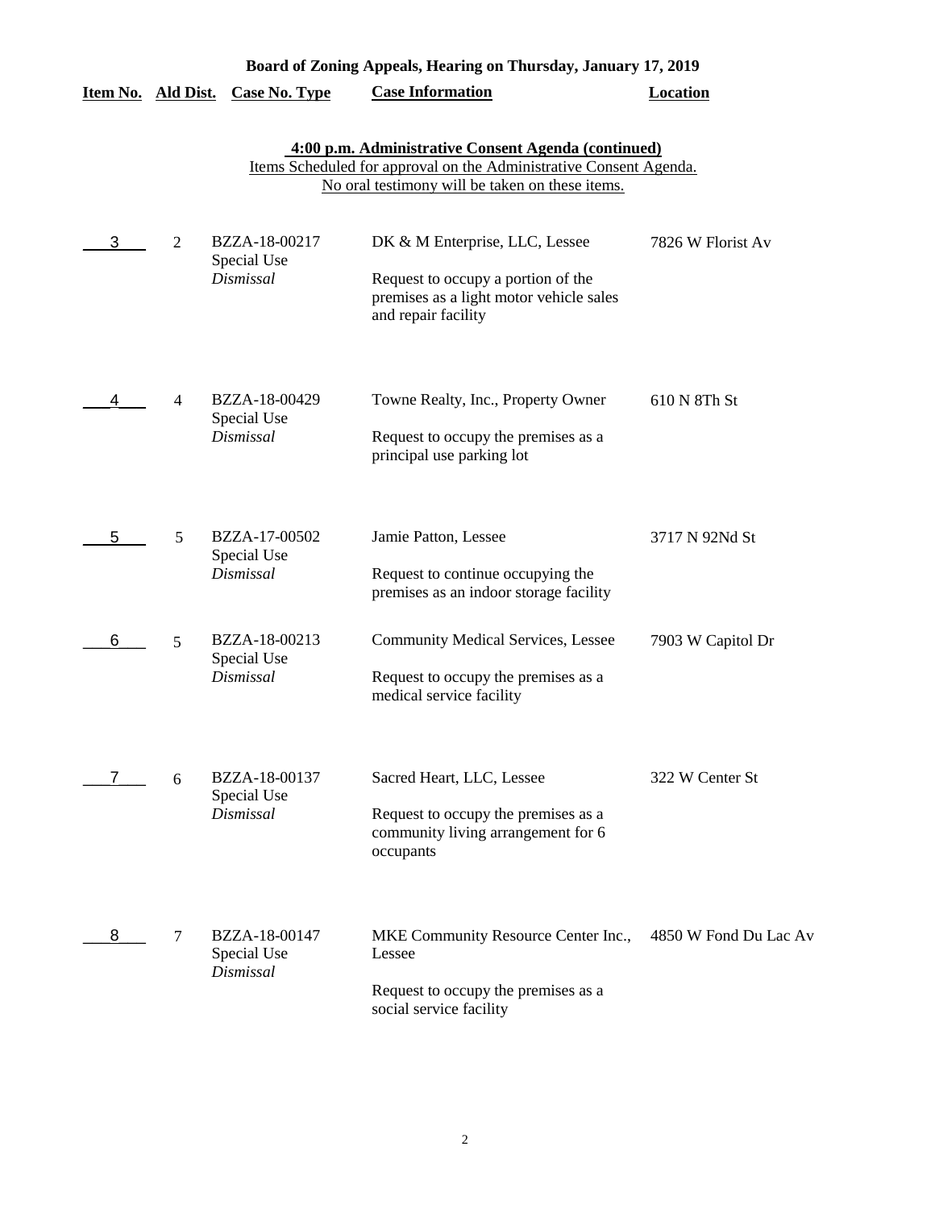**Board of Zoning Appeals, Hearing on Thursday, January 17, 2019**

**4:00 p.m. Administrative Consent Agenda (continued)**

Items Scheduled for approval on the Administrative Consent Agenda.
No oral testimony will be taken on these items.

| Item No. | Ald Dist. | Case No. Type | Case Information | Location |
|---|---|---|---|---|
| 3 | 2 | BZZA-18-00217 Special Use *Dismissal* | DK & M Enterprise, LLC, Lessee<br><br>Request to occupy a portion of the premises as a light motor vehicle sales and repair facility | 7826 W Florist Av |
| 4 | 4 | BZZA-18-00429 Special Use *Dismissal* | Towne Realty, Inc., Property Owner<br><br>Request to occupy the premises as a principal use parking lot | 610 N 8Th St |
| 5 | 5 | BZZA-17-00502 Special Use *Dismissal* | Jamie Patton, Lessee<br><br>Request to continue occupying the premises as an indoor storage facility | 3717 N 92Nd St |
| 6 | 5 | BZZA-18-00213 Special Use *Dismissal* | Community Medical Services, Lessee<br><br>Request to occupy the premises as a medical service facility | 7903 W Capitol Dr |
| 7 | 6 | BZZA-18-00137 Special Use *Dismissal* | Sacred Heart, LLC, Lessee<br><br>Request to occupy the premises as a community living arrangement for 6 occupants | 322 W Center St |
| 8 | 7 | BZZA-18-00147 Special Use *Dismissal* | MKE Community Resource Center Inc., Lessee<br><br>Request to occupy the premises as a social service facility | 4850 W Fond Du Lac Av |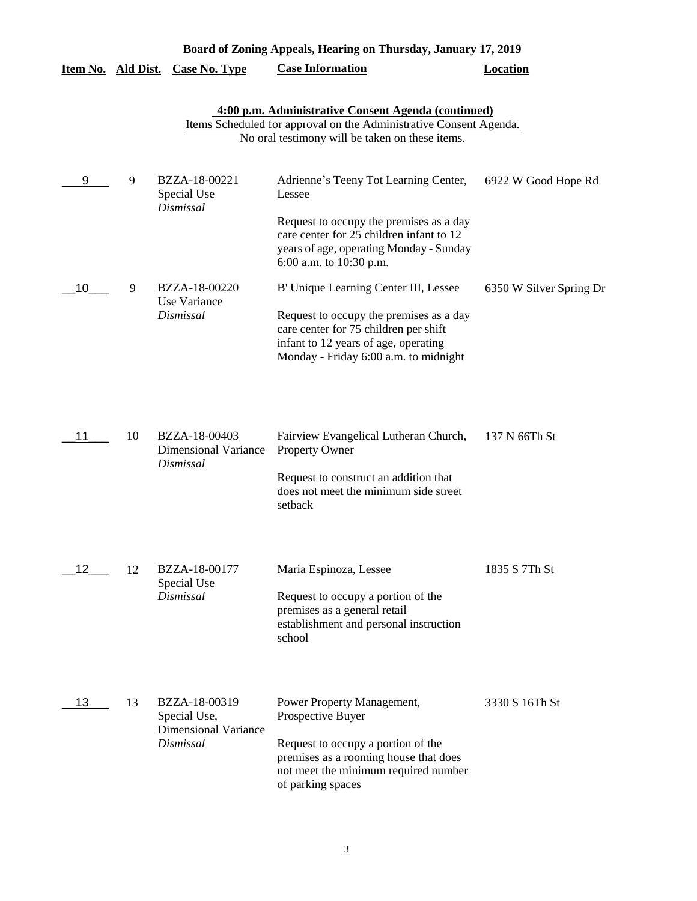**Board of Zoning Appeals, Hearing on Thursday, January 17, 2019**

| Item No. | Ald Dist. | Case No. Type | Case Information | Location |
|---|---|---|---|---|

**4:00 p.m. Administrative Consent Agenda (continued)**

Items Scheduled for approval on the Administrative Consent Agenda.
No oral testimony will be taken on these items.

| Item No. | Ald Dist. | Case No. Type | Case Information | Location |
|---|---|---|---|---|
| 9 | 9 | BZZA-18-00221 Special Use *Dismissal* | Adrienne's Teeny Tot Learning Center, Lessee<br><br>Request to occupy the premises as a day care center for 25 children infant to 12 years of age, operating Monday - Sunday 6:00 a.m. to 10:30 p.m. | 6922 W Good Hope Rd |
| 10 | 9 | BZZA-18-00220 Use Variance *Dismissal* | B' Unique Learning Center III, Lessee<br><br>Request to occupy the premises as a day care center for 75 children per shift infant to 12 years of age, operating Monday - Friday 6:00 a.m. to midnight | 6350 W Silver Spring Dr |
| 11 | 10 | BZZA-18-00403 Dimensional Variance *Dismissal* | Fairview Evangelical Lutheran Church, Property Owner<br><br>Request to construct an addition that does not meet the minimum side street setback | 137 N 66Th St |
| 12 | 12 | BZZA-18-00177 Special Use *Dismissal* | Maria Espinoza, Lessee<br><br>Request to occupy a portion of the premises as a general retail establishment and personal instruction school | 1835 S 7Th St |
| 13 | 13 | BZZA-18-00319 Special Use, Dimensional Variance *Dismissal* | Power Property Management, Prospective Buyer<br><br>Request to occupy a portion of the premises as a rooming house that does not meet the minimum required number of parking spaces | 3330 S 16Th St |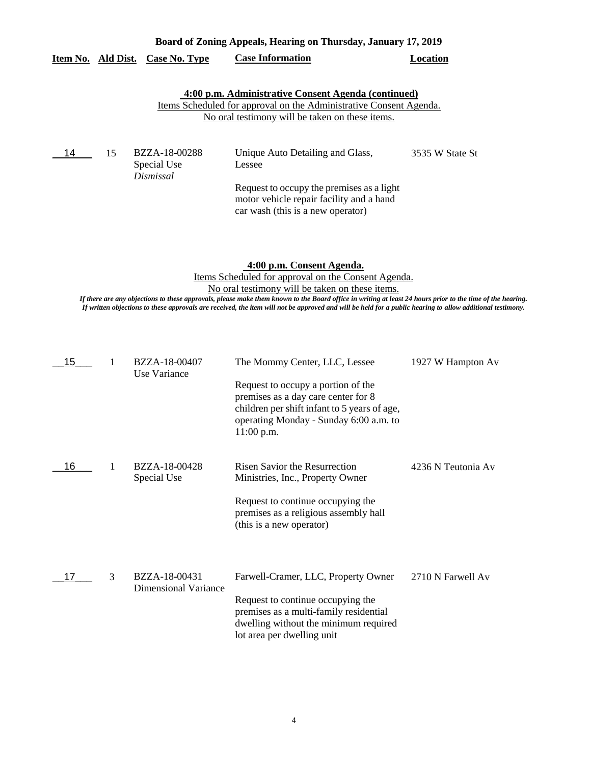**Board of Zoning Appeals, Hearing on Thursday, January 17, 2019**

| Item No. | Ald Dist. | Case No. Type | Case Information | Location |
|---|---|---|---|---|

**4:00 p.m. Administrative Consent Agenda (continued)**

Items Scheduled for approval on the Administrative Consent Agenda.
No oral testimony will be taken on these items.

| Item No. | Ald Dist. | Case No. Type | Case Information | Location |
|---|---|---|---|---|
| 14 | 15 | BZZA-18-00288 Special Use *Dismissal* | Unique Auto Detailing and Glass, Lessee<br><br>Request to occupy the premises as a light motor vehicle repair facility and a hand car wash (this is a new operator) | 3535 W State St |

**4:00 p.m. Consent Agenda.**

Items Scheduled for approval on the Consent Agenda.
No oral testimony will be taken on these items.

*If there are any objections to these approvals, please make them known to the Board office in writing at least 24 hours prior to the time of the hearing. If written objections to these approvals are received, the item will not be approved and will be held for a public hearing to allow additional testimony.*

| Item No. | Ald Dist. | Case No. Type | Case Information | Location |
|---|---|---|---|---|
| 15 | 1 | BZZA-18-00407 Use Variance | The Mommy Center, LLC, Lessee<br><br>Request to occupy a portion of the premises as a day care center for 8 children per shift infant to 5 years of age, operating Monday - Sunday 6:00 a.m. to 11:00 p.m. | 1927 W Hampton Av |
| 16 | 1 | BZZA-18-00428 Special Use | Risen Savior the Resurrection Ministries, Inc., Property Owner<br><br>Request to continue occupying the premises as a religious assembly hall (this is a new operator) | 4236 N Teutonia Av |
| 17 | 3 | BZZA-18-00431 Dimensional Variance | Farwell-Cramer, LLC, Property Owner<br><br>Request to continue occupying the premises as a multi-family residential dwelling without the minimum required lot area per dwelling unit | 2710 N Farwell Av |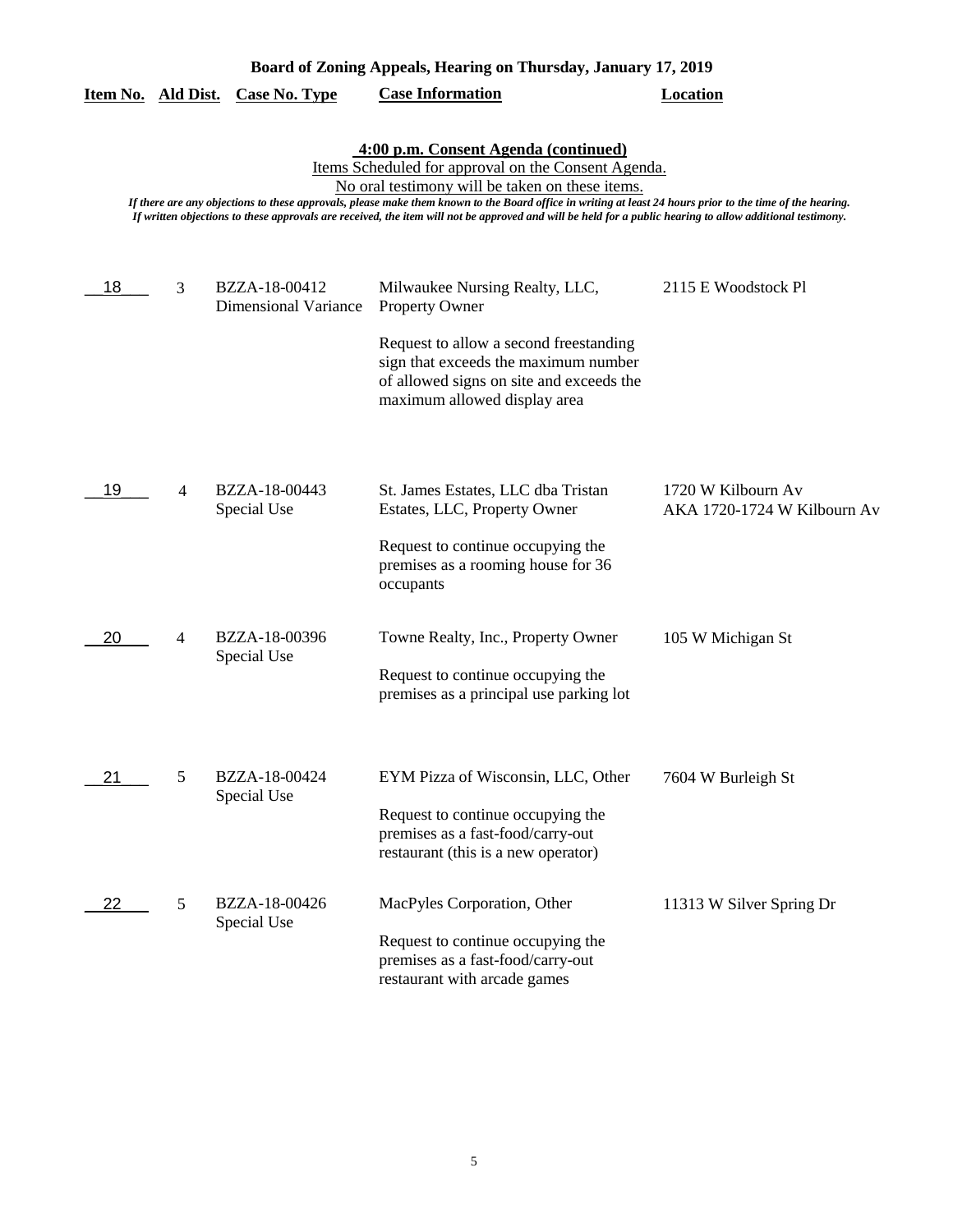**Board of Zoning Appeals, Hearing on Thursday, January 17, 2019**

**4:00 p.m. Consent Agenda (continued)**

Items Scheduled for approval on the Consent Agenda.

No oral testimony will be taken on these items.

*If there are any objections to these approvals, please make them known to the Board office in writing at least 24 hours prior to the time of the hearing. If written objections to these approvals are received, the item will not be approved and will be held for a public hearing to allow additional testimony.*

| Item No. | Ald Dist. | Case No. Type | Case Information | Location |
|---|---|---|---|---|
| 18 | 3 | BZZA-18-00412 Dimensional Variance | Milwaukee Nursing Realty, LLC, Property Owner<br><br>Request to allow a second freestanding sign that exceeds the maximum number of allowed signs on site and exceeds the maximum allowed display area | 2115 E Woodstock Pl |
| 19 | 4 | BZZA-18-00443 Special Use | St. James Estates, LLC dba Tristan Estates, LLC, Property Owner<br><br>Request to continue occupying the premises as a rooming house for 36 occupants | 1720 W Kilbourn Av AKA 1720-1724 W Kilbourn Av |
| 20 | 4 | BZZA-18-00396 Special Use | Towne Realty, Inc., Property Owner<br><br>Request to continue occupying the premises as a principal use parking lot | 105 W Michigan St |
| 21 | 5 | BZZA-18-00424 Special Use | EYM Pizza of Wisconsin, LLC, Other<br><br>Request to continue occupying the premises as a fast-food/carry-out restaurant (this is a new operator) | 7604 W Burleigh St |
| 22 | 5 | BZZA-18-00426 Special Use | MacPyles Corporation, Other<br><br>Request to continue occupying the premises as a fast-food/carry-out restaurant with arcade games | 11313 W Silver Spring Dr |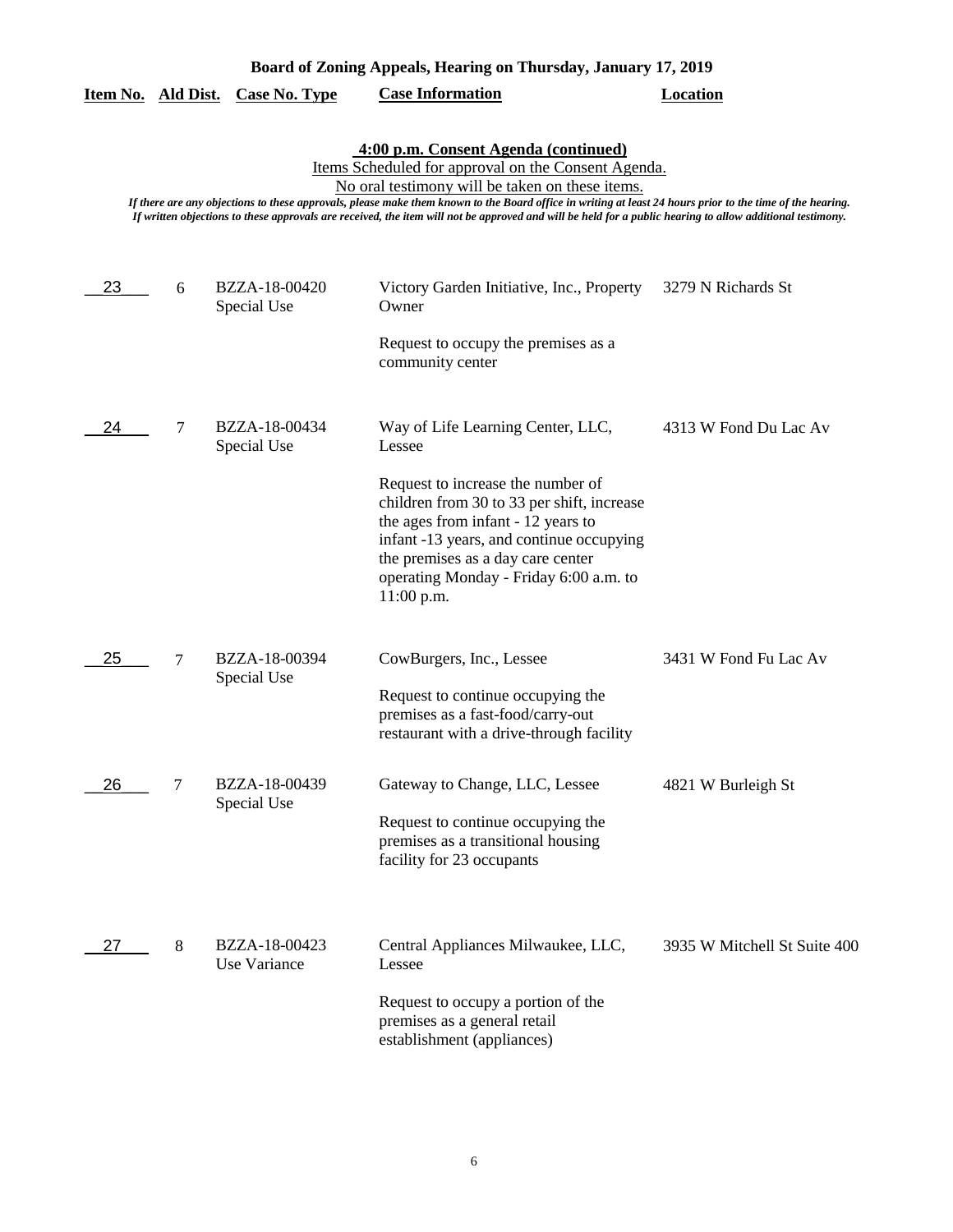**Board of Zoning Appeals, Hearing on Thursday, January 17, 2019**

**4:00 p.m. Consent Agenda (continued)**

Items Scheduled for approval on the Consent Agenda.

No oral testimony will be taken on these items.

*If there are any objections to these approvals, please make them known to the Board office in writing at least 24 hours prior to the time of the hearing. If written objections to these approvals are received, the item will not be approved and will be held for a public hearing to allow additional testimony.*

| Item No. | Ald Dist. | Case No. Type | Case Information | Location |
|---|---|---|---|---|
| 23 | 6 | BZZA-18-00420 Special Use | Victory Garden Initiative, Inc., Property Owner<br><br>Request to occupy the premises as a community center | 3279 N Richards St |
| 24 | 7 | BZZA-18-00434 Special Use | Way of Life Learning Center, LLC, Lessee<br><br>Request to increase the number of children from 30 to 33 per shift, increase the ages from infant - 12 years to infant -13 years, and continue occupying the premises as a day care center operating Monday - Friday 6:00 a.m. to 11:00 p.m. | 4313 W Fond Du Lac Av |
| 25 | 7 | BZZA-18-00394 Special Use | CowBurgers, Inc., Lessee<br><br>Request to continue occupying the premises as a fast-food/carry-out restaurant with a drive-through facility | 3431 W Fond Fu Lac Av |
| 26 | 7 | BZZA-18-00439 Special Use | Gateway to Change, LLC, Lessee<br><br>Request to continue occupying the premises as a transitional housing facility for 23 occupants | 4821 W Burleigh St |
| 27 | 8 | BZZA-18-00423 Use Variance | Central Appliances Milwaukee, LLC, Lessee<br><br>Request to occupy a portion of the premises as a general retail establishment (appliances) | 3935 W Mitchell St Suite 400 |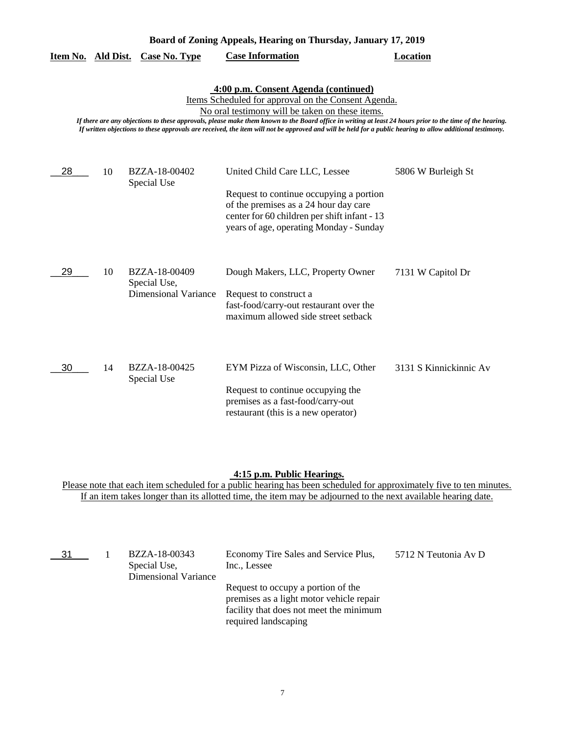**Board of Zoning Appeals, Hearing on Thursday, January 17, 2019**

### 4:00 p.m. Consent Agenda (continued)

Items Scheduled for approval on the Consent Agenda.

No oral testimony will be taken on these items.

*If there are any objections to these approvals, please make them known to the Board office in writing at least 24 hours prior to the time of the hearing. If written objections to these approvals are received, the item will not be approved and will be held for a public hearing to allow additional testimony.*

| Item No. | Ald Dist. | Case No. Type | Case Information | Location |
|---|---|---|---|---|
| 28 | 10 | BZZA-18-00402<br>Special Use | United Child Care LLC, Lessee<br><br>Request to continue occupying a portion of the premises as a 24 hour day care center for 60 children per shift infant - 13 years of age, operating Monday - Sunday | 5806 W Burleigh St |
| 29 | 10 | BZZA-18-00409<br>Special Use,<br>Dimensional Variance | Dough Makers, LLC, Property Owner<br><br>Request to construct a fast-food/carry-out restaurant over the maximum allowed side street setback | 7131 W Capitol Dr |
| 30 | 14 | BZZA-18-00425<br>Special Use | EYM Pizza of Wisconsin, LLC, Other<br><br>Request to continue occupying the premises as a fast-food/carry-out restaurant (this is a new operator) | 3131 S Kinnickinnic Av |

### 4:15 p.m. Public Hearings.

Please note that each item scheduled for a public hearing has been scheduled for approximately five to ten minutes. If an item takes longer than its allotted time, the item may be adjourned to the next available hearing date.

| Item No. | Ald Dist. | Case No. Type | Case Information | Location |
|---|---|---|---|---|
| 31 | 1 | BZZA-18-00343<br>Special Use,<br>Dimensional Variance | Economy Tire Sales and Service Plus, Inc., Lessee<br><br>Request to occupy a portion of the premises as a light motor vehicle repair facility that does not meet the minimum required landscaping | 5712 N Teutonia Av D |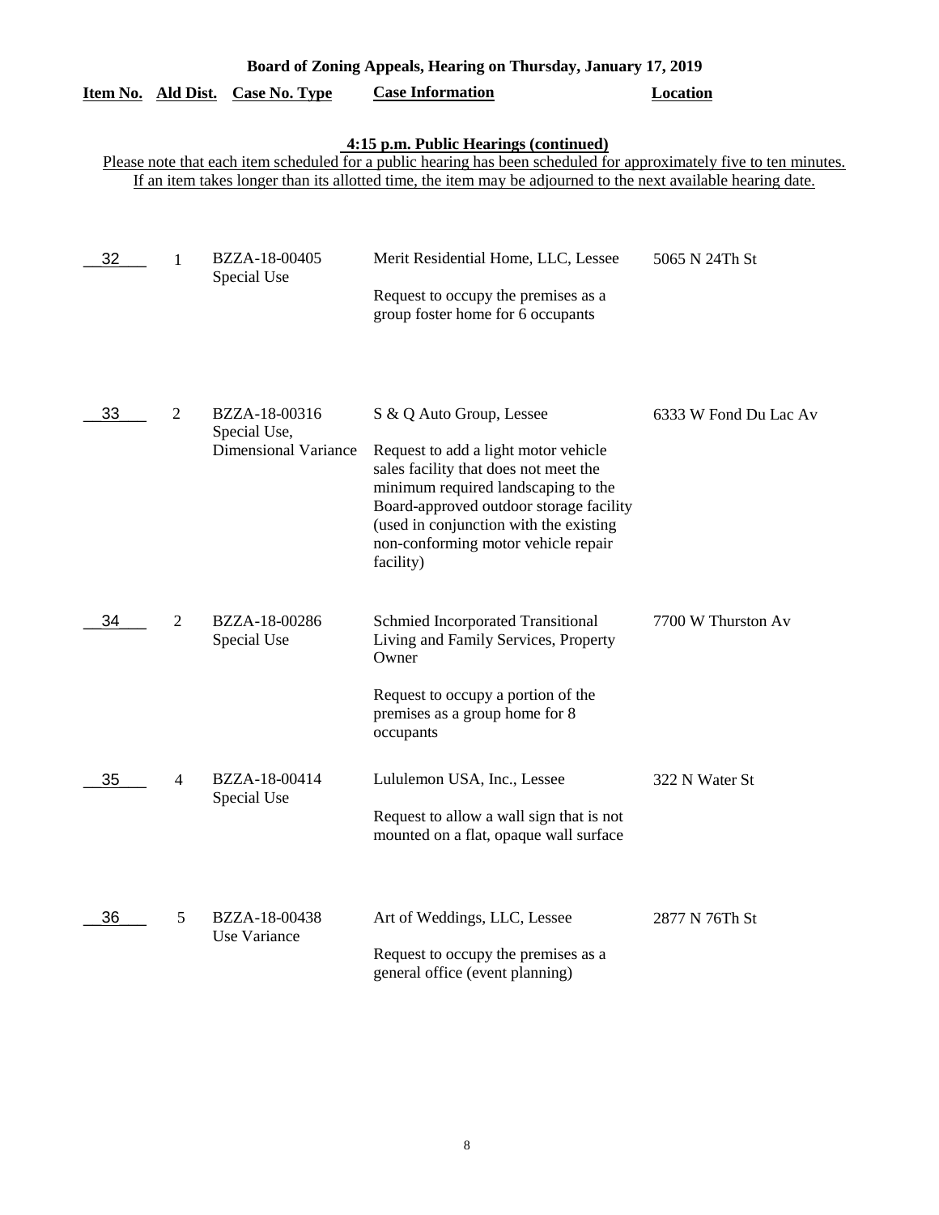## Board of Zoning Appeals, Hearing on Thursday, January 17, 2019

### 4:15 p.m. Public Hearings (continued)

Please note that each item scheduled for a public hearing has been scheduled for approximately five to ten minutes. If an item takes longer than its allotted time, the item may be adjourned to the next available hearing date.

| Item No. | Ald Dist. | Case No. Type | Case Information | Location |
|---|---|---|---|---|
| 32 | 1 | BZZA-18-00405 Special Use | Merit Residential Home, LLC, Lessee<br><br>Request to occupy the premises as a group foster home for 6 occupants | 5065 N 24Th St |
| 33 | 2 | BZZA-18-00316 Special Use, Dimensional Variance | S & Q Auto Group, Lessee<br><br>Request to add a light motor vehicle sales facility that does not meet the minimum required landscaping to the Board-approved outdoor storage facility (used in conjunction with the existing non-conforming motor vehicle repair facility) | 6333 W Fond Du Lac Av |
| 34 | 2 | BZZA-18-00286 Special Use | Schmied Incorporated Transitional Living and Family Services, Property Owner<br><br>Request to occupy a portion of the premises as a group home for 8 occupants | 7700 W Thurston Av |
| 35 | 4 | BZZA-18-00414 Special Use | Lululemon USA, Inc., Lessee<br><br>Request to allow a wall sign that is not mounted on a flat, opaque wall surface | 322 N Water St |
| 36 | 5 | BZZA-18-00438 Use Variance | Art of Weddings, LLC, Lessee<br><br>Request to occupy the premises as a general office (event planning) | 2877 N 76Th St |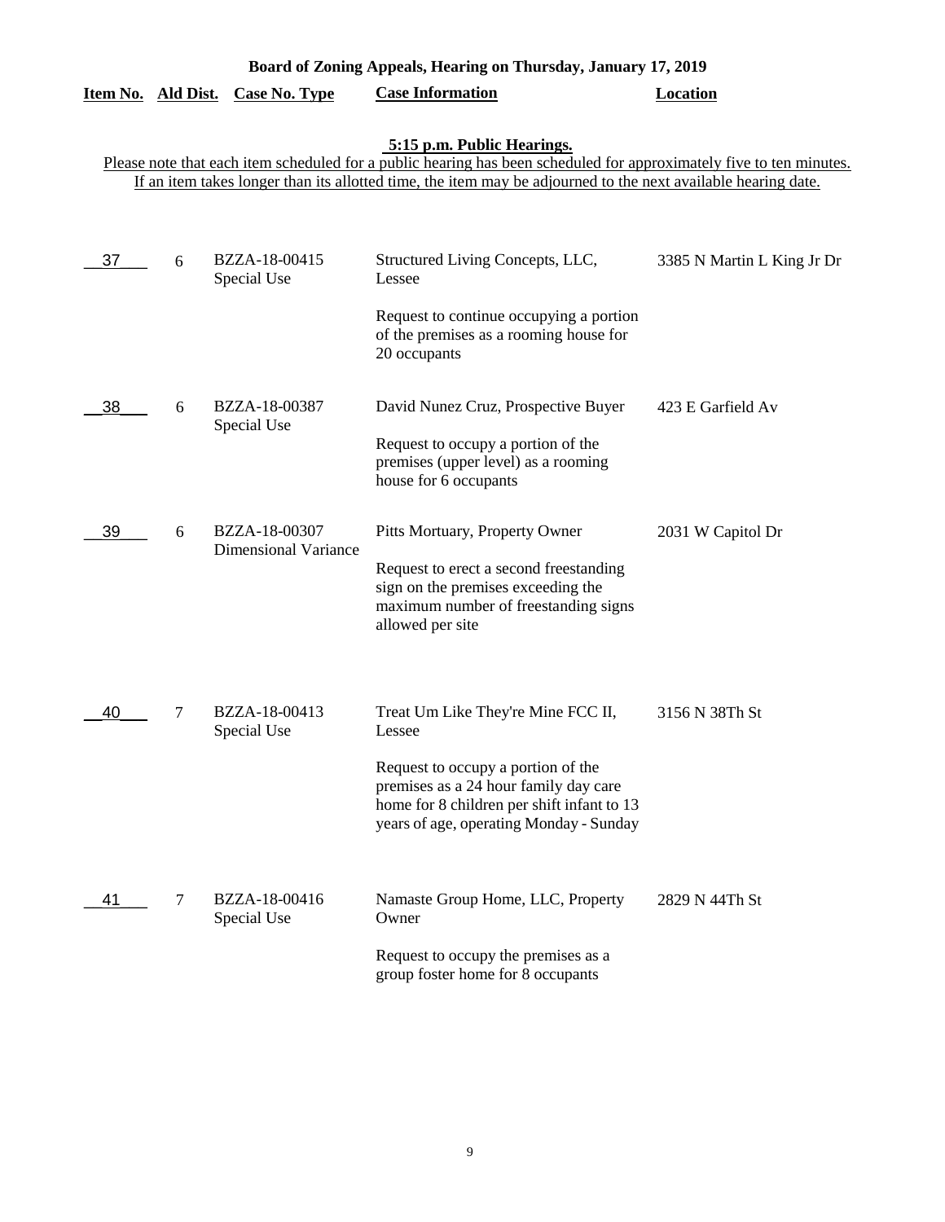**Board of Zoning Appeals, Hearing on Thursday, January 17, 2019**

**5:15 p.m. Public Hearings.**

Please note that each item scheduled for a public hearing has been scheduled for approximately five to ten minutes. If an item takes longer than its allotted time, the item may be adjourned to the next available hearing date.

| Item No. | Ald Dist. | Case No. Type | Case Information | Location |
|---|---|---|---|---|
| 37 | 6 | BZZA-18-00415<br>Special Use | Structured Living Concepts, LLC, Lessee<br><br>Request to continue occupying a portion of the premises as a rooming house for 20 occupants | 3385 N Martin L King Jr Dr |
| 38 | 6 | BZZA-18-00387<br>Special Use | David Nunez Cruz, Prospective Buyer<br><br>Request to occupy a portion of the premises (upper level) as a rooming house for 6 occupants | 423 E Garfield Av |
| 39 | 6 | BZZA-18-00307<br>Dimensional Variance | Pitts Mortuary, Property Owner<br><br>Request to erect a second freestanding sign on the premises exceeding the maximum number of freestanding signs allowed per site | 2031 W Capitol Dr |
| 40 | 7 | BZZA-18-00413<br>Special Use | Treat Um Like They're Mine FCC II, Lessee<br><br>Request to occupy a portion of the premises as a 24 hour family day care home for 8 children per shift infant to 13 years of age, operating Monday - Sunday | 3156 N 38Th St |
| 41 | 7 | BZZA-18-00416<br>Special Use | Namaste Group Home, LLC, Property Owner<br><br>Request to occupy the premises as a group foster home for 8 occupants | 2829 N 44Th St |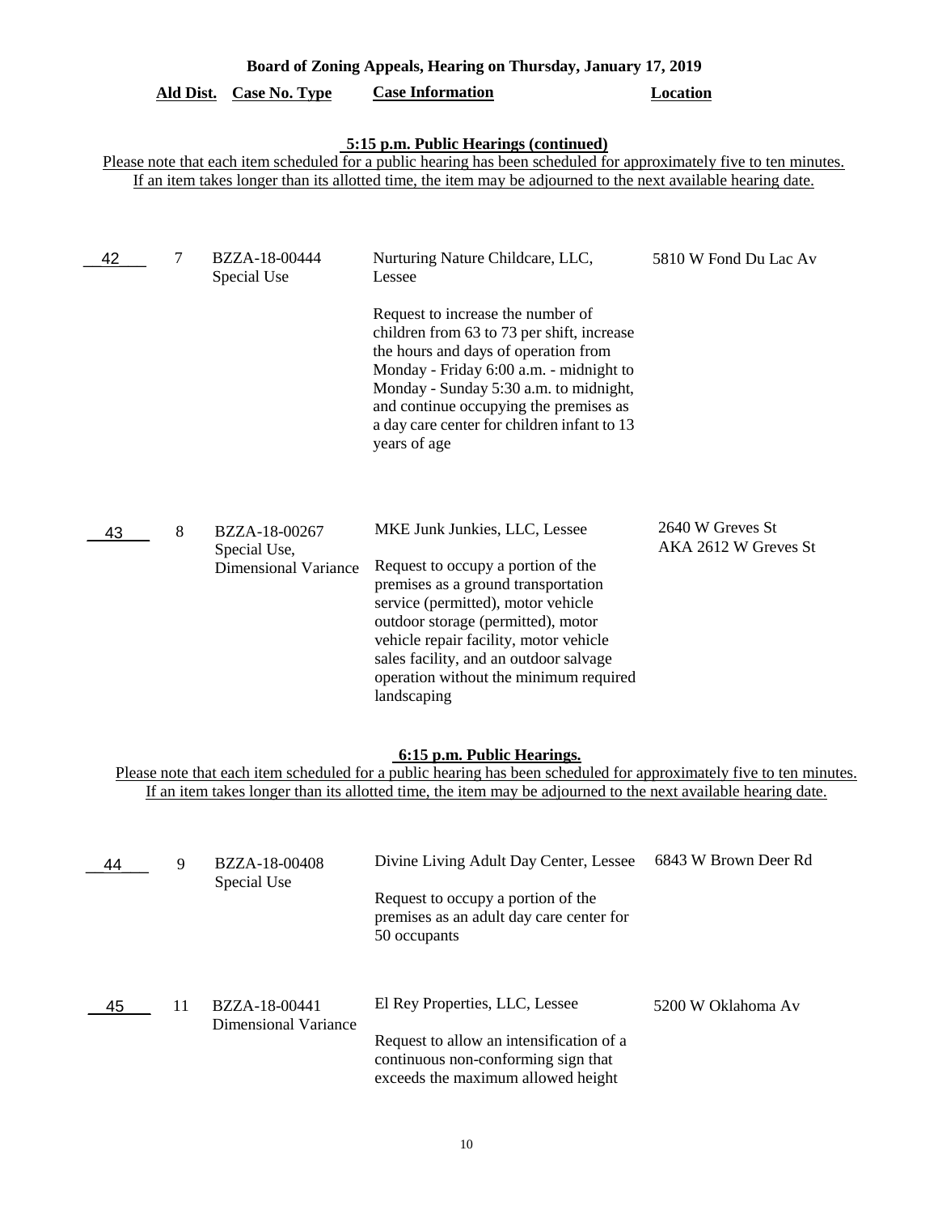**Board of Zoning Appeals, Hearing on Thursday, January 17, 2019**

### 5:15 p.m. Public Hearings (continued)

Please note that each item scheduled for a public hearing has been scheduled for approximately five to ten minutes. If an item takes longer than its allotted time, the item may be adjourned to the next available hearing date.

| | Ald Dist. | Case No. Type | Case Information | Location |
|---|---|---|---|---|
| 42 | 7 | BZZA-18-00444 Special Use | Nurturing Nature Childcare, LLC, Lessee<br><br>Request to increase the number of children from 63 to 73 per shift, increase the hours and days of operation from Monday - Friday 6:00 a.m. - midnight to Monday - Sunday 5:30 a.m. to midnight, and continue occupying the premises as a day care center for children infant to 13 years of age | 5810 W Fond Du Lac Av |
| 43 | 8 | BZZA-18-00267 Special Use, Dimensional Variance | MKE Junk Junkies, LLC, Lessee<br><br>Request to occupy a portion of the premises as a ground transportation service (permitted), motor vehicle outdoor storage (permitted), motor vehicle repair facility, motor vehicle sales facility, and an outdoor salvage operation without the minimum required landscaping | 2640 W Greves St AKA 2612 W Greves St |

### 6:15 p.m. Public Hearings.

Please note that each item scheduled for a public hearing has been scheduled for approximately five to ten minutes. If an item takes longer than its allotted time, the item may be adjourned to the next available hearing date.

| | Ald Dist. | Case No. Type | Case Information | Location |
|---|---|---|---|---|
| 44 | 9 | BZZA-18-00408 Special Use | Divine Living Adult Day Center, Lessee<br><br>Request to occupy a portion of the premises as an adult day care center for 50 occupants | 6843 W Brown Deer Rd |
| 45 | 11 | BZZA-18-00441 Dimensional Variance | El Rey Properties, LLC, Lessee<br><br>Request to allow an intensification of a continuous non-conforming sign that exceeds the maximum allowed height | 5200 W Oklahoma Av |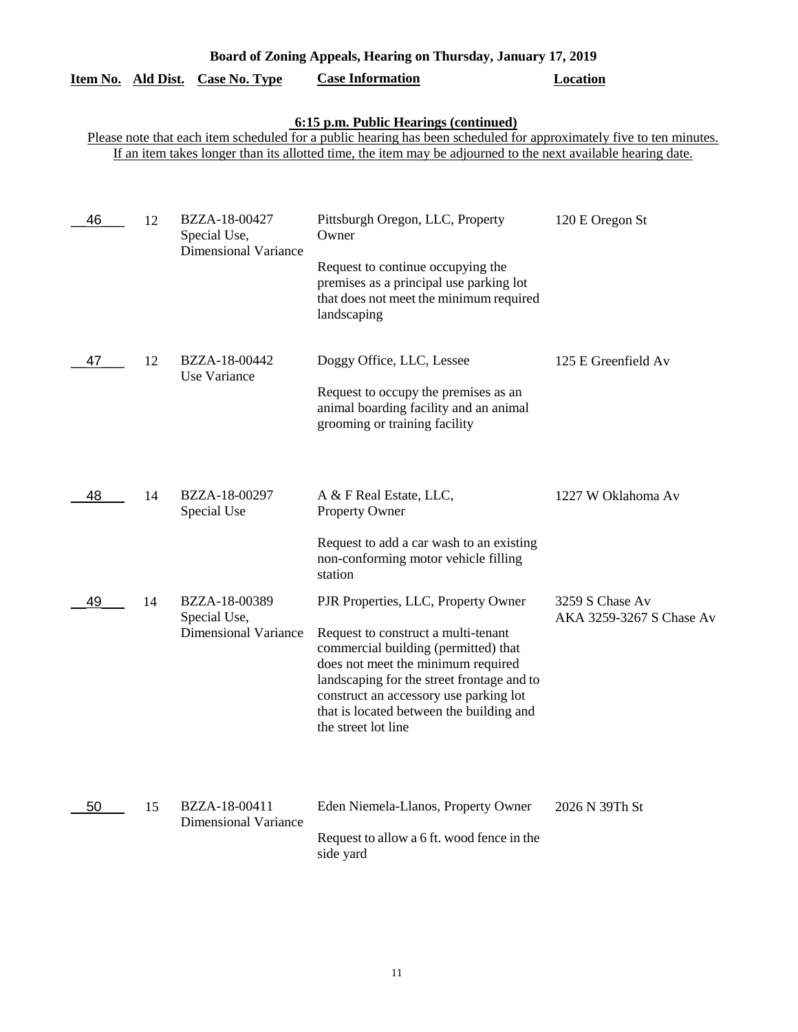**Board of Zoning Appeals, Hearing on Thursday, January 17, 2019**

**6:15 p.m. Public Hearings (continued)**

Please note that each item scheduled for a public hearing has been scheduled for approximately five to ten minutes. If an item takes longer than its allotted time, the item may be adjourned to the next available hearing date.

| Item No. | Ald Dist. | Case No. Type | Case Information | Location |
|---|---|---|---|---|
| 46 | 12 | BZZA-18-00427 Special Use, Dimensional Variance | Pittsburgh Oregon, LLC, Property Owner<br><br>Request to continue occupying the premises as a principal use parking lot that does not meet the minimum required landscaping | 120 E Oregon St |
| 47 | 12 | BZZA-18-00442 Use Variance | Doggy Office, LLC, Lessee<br><br>Request to occupy the premises as an animal boarding facility and an animal grooming or training facility | 125 E Greenfield Av |
| 48 | 14 | BZZA-18-00297 Special Use | A & F Real Estate, LLC, Property Owner<br><br>Request to add a car wash to an existing non-conforming motor vehicle filling station | 1227 W Oklahoma Av |
| 49 | 14 | BZZA-18-00389 Special Use, Dimensional Variance | PJR Properties, LLC, Property Owner<br><br>Request to construct a multi-tenant commercial building (permitted) that does not meet the minimum required landscaping for the street frontage and to construct an accessory use parking lot that is located between the building and the street lot line | 3259 S Chase Av AKA 3259-3267 S Chase Av |
| 50 | 15 | BZZA-18-00411 Dimensional Variance | Eden Niemela-Llanos, Property Owner<br><br>Request to allow a 6 ft. wood fence in the side yard | 2026 N 39Th St |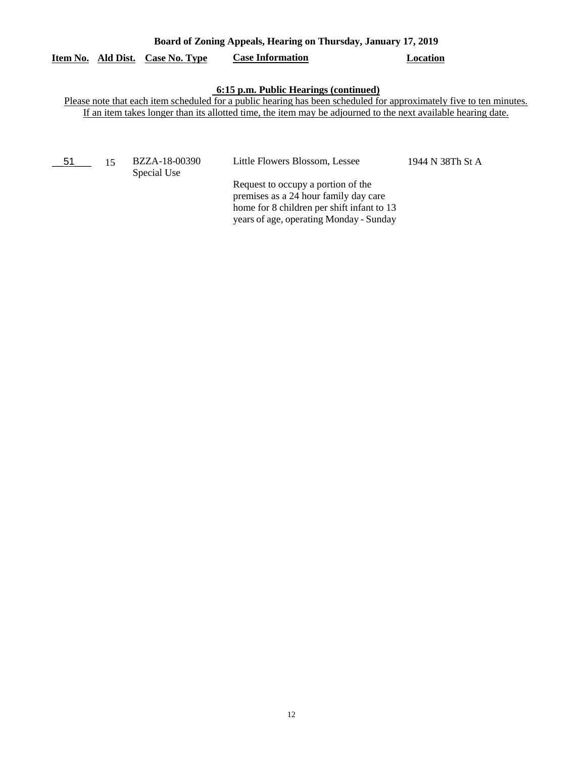**Board of Zoning Appeals, Hearing on Thursday, January 17, 2019**

**6:15 p.m. Public Hearings (continued)**

Please note that each item scheduled for a public hearing has been scheduled for approximately five to ten minutes. If an item takes longer than its allotted time, the item may be adjourned to the next available hearing date.

| Item No. | Ald Dist. | Case No. Type | Case Information | Location |
|---|---|---|---|---|
| 51 | 15 | BZZA-18-00390<br>Special Use | Little Flowers Blossom, Lessee<br><br>Request to occupy a portion of the premises as a 24 hour family day care home for 8 children per shift infant to 13 years of age, operating Monday - Sunday | 1944 N 38Th St A |